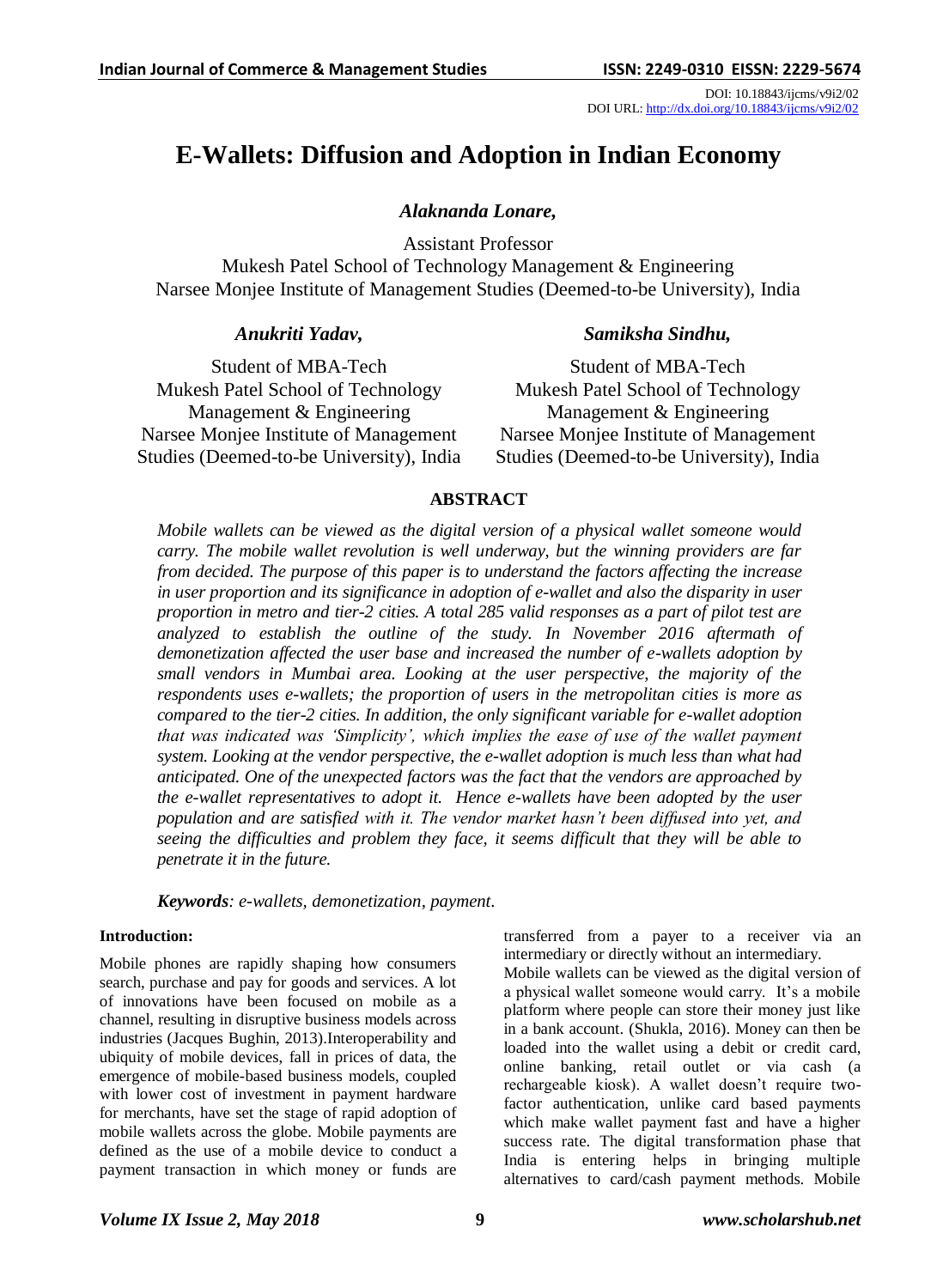DOI: 10.18843/ijcms/v9i2/02
DOI URL: http://dx.doi.org/10.18843/ijcms/v9i2/02

# E-Wallets: Diffusion and Adoption in Indian Economy

***Alaknanda Lonare,***

Assistant Professor
Mukesh Patel School of Technology Management & Engineering
Narsee Monjee Institute of Management Studies (Deemed-to-be University), India

***Anukriti Yadav,***

Student of MBA-Tech
Mukesh Patel School of Technology Management & Engineering
Narsee Monjee Institute of Management Studies (Deemed-to-be University), India

***Samiksha Sindhu,***

Student of MBA-Tech
Mukesh Patel School of Technology Management & Engineering
Narsee Monjee Institute of Management Studies (Deemed-to-be University), India

## ABSTRACT

*Mobile wallets can be viewed as the digital version of a physical wallet someone would carry. The mobile wallet revolution is well underway, but the winning providers are far from decided. The purpose of this paper is to understand the factors affecting the increase in user proportion and its significance in adoption of e-wallet and also the disparity in user proportion in metro and tier-2 cities. A total 285 valid responses as a part of pilot test are analyzed to establish the outline of the study. In November 2016 aftermath of demonetization affected the user base and increased the number of e-wallets adoption by small vendors in Mumbai area. Looking at the user perspective, the majority of the respondents uses e-wallets; the proportion of users in the metropolitan cities is more as compared to the tier-2 cities. In addition, the only significant variable for e-wallet adoption that was indicated was 'Simplicity', which implies the ease of use of the wallet payment system. Looking at the vendor perspective, the e-wallet adoption is much less than what had anticipated. One of the unexpected factors was the fact that the vendors are approached by the e-wallet representatives to adopt it. Hence e-wallets have been adopted by the user population and are satisfied with it. The vendor market hasn't been diffused into yet, and seeing the difficulties and problem they face, it seems difficult that they will be able to penetrate it in the future.*

***Keywords****: e-wallets, demonetization, payment.*

### Introduction:

Mobile phones are rapidly shaping how consumers search, purchase and pay for goods and services. A lot of innovations have been focused on mobile as a channel, resulting in disruptive business models across industries (Jacques Bughin, 2013).Interoperability and ubiquity of mobile devices, fall in prices of data, the emergence of mobile-based business models, coupled with lower cost of investment in payment hardware for merchants, have set the stage of rapid adoption of mobile wallets across the globe. Mobile payments are defined as the use of a mobile device to conduct a payment transaction in which money or funds are transferred from a payer to a receiver via an intermediary or directly without an intermediary.

Mobile wallets can be viewed as the digital version of a physical wallet someone would carry. It's a mobile platform where people can store their money just like in a bank account. (Shukla, 2016). Money can then be loaded into the wallet using a debit or credit card, online banking, retail outlet or via cash (a rechargeable kiosk). A wallet doesn't require two-factor authentication, unlike card based payments which make wallet payment fast and have a higher success rate. The digital transformation phase that India is entering helps in bringing multiple alternatives to card/cash payment methods. Mobile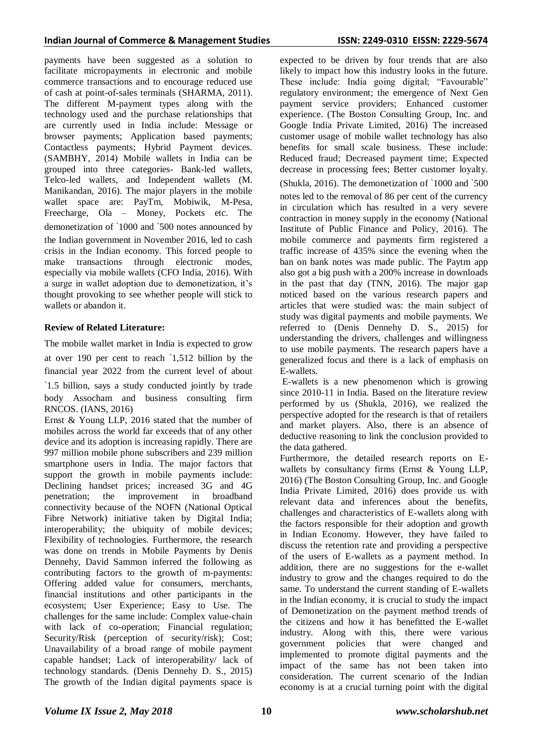payments have been suggested as a solution to facilitate micropayments in electronic and mobile commerce transactions and to encourage reduced use of cash at point-of-sales terminals (SHARMA, 2011). The different M-payment types along with the technology used and the purchase relationships that are currently used in India include: Message or browser payments; Application based payments; Contactless payments; Hybrid Payment devices. (SAMBHY, 2014) Mobile wallets in India can be grouped into three categories- Bank-led wallets, Telco-led wallets, and Independent wallets (M. Manikandan, 2016). The major players in the mobile wallet space are: PayTm, Mobiwik, M-Pesa, Freecharge, Ola – Money, Pockets etc. The demonetization of `1000 and `500 notes announced by the Indian government in November 2016, led to cash crisis in the Indian economy. This forced people to make transactions through electronic modes, especially via mobile wallets (CFO India, 2016). With a surge in wallet adoption due to demonetization, it's thought provoking to see whether people will stick to wallets or abandon it.

**Review of Related Literature:**

The mobile wallet market in India is expected to grow at over 190 per cent to reach `1,512 billion by the financial year 2022 from the current level of about `1.5 billion, says a study conducted jointly by trade body Assocham and business consulting firm RNCOS. (IANS, 2016)

Ernst & Young LLP, 2016 stated that the number of mobiles across the world far exceeds that of any other device and its adoption is increasing rapidly. There are 997 million mobile phone subscribers and 239 million smartphone users in India. The major factors that support the growth in mobile payments include: Declining handset prices; increased 3G and 4G penetration; the improvement in broadband connectivity because of the NOFN (National Optical Fibre Network) initiative taken by Digital India; interoperability; the ubiquity of mobile devices; Flexibility of technologies. Furthermore, the research was done on trends in Mobile Payments by Denis Dennehy, David Sammon inferred the following as contributing factors to the growth of m-payments: Offering added value for consumers, merchants, financial institutions and other participants in the ecosystem; User Experience; Easy to Use. The challenges for the same include: Complex value-chain with lack of co-operation; Financial regulation; Security/Risk (perception of security/risk); Cost; Unavailability of a broad range of mobile payment capable handset; Lack of interoperability/ lack of technology standards. (Denis Dennehy D. S., 2015) The growth of the Indian digital payments space is expected to be driven by four trends that are also likely to impact how this industry looks in the future. These include: India going digital; "Favourable" regulatory environment; the emergence of Next Gen payment service providers; Enhanced customer experience. (The Boston Consulting Group, Inc. and Google India Private Limited, 2016) The increased customer usage of mobile wallet technology has also benefits for small scale business. These include: Reduced fraud; Decreased payment time; Expected decrease in processing fees; Better customer loyalty. (Shukla, 2016). The demonetization of `1000 and `500 notes led to the removal of 86 per cent of the currency in circulation which has resulted in a very severe contraction in money supply in the economy (National Institute of Public Finance and Policy, 2016). The mobile commerce and payments firm registered a traffic increase of 435% since the evening when the ban on bank notes was made public. The Paytm app also got a big push with a 200% increase in downloads in the past that day (TNN, 2016). The major gap noticed based on the various research papers and articles that were studied was: the main subject of study was digital payments and mobile payments. We referred to (Denis Dennehy D. S., 2015) for understanding the drivers, challenges and willingness to use mobile payments. The research papers have a generalized focus and there is a lack of emphasis on E-wallets.

E-wallets is a new phenomenon which is growing since 2010-11 in India. Based on the literature review performed by us (Shukla, 2016), we realized the perspective adopted for the research is that of retailers and market players. Also, there is an absence of deductive reasoning to link the conclusion provided to the data gathered.

Furthermore, the detailed research reports on E-wallets by consultancy firms (Ernst & Young LLP, 2016) (The Boston Consulting Group, Inc. and Google India Private Limited, 2016) does provide us with relevant data and inferences about the benefits, challenges and characteristics of E-wallets along with the factors responsible for their adoption and growth in Indian Economy. However, they have failed to discuss the retention rate and providing a perspective of the users of E-wallets as a payment method. In addition, there are no suggestions for the e-wallet industry to grow and the changes required to do the same. To understand the current standing of E-wallets in the Indian economy, it is crucial to study the impact of Demonetization on the payment method trends of the citizens and how it has benefitted the E-wallet industry. Along with this, there were various government policies that were changed and implemented to promote digital payments and the impact of the same has not been taken into consideration. The current scenario of the Indian economy is at a crucial turning point with the digital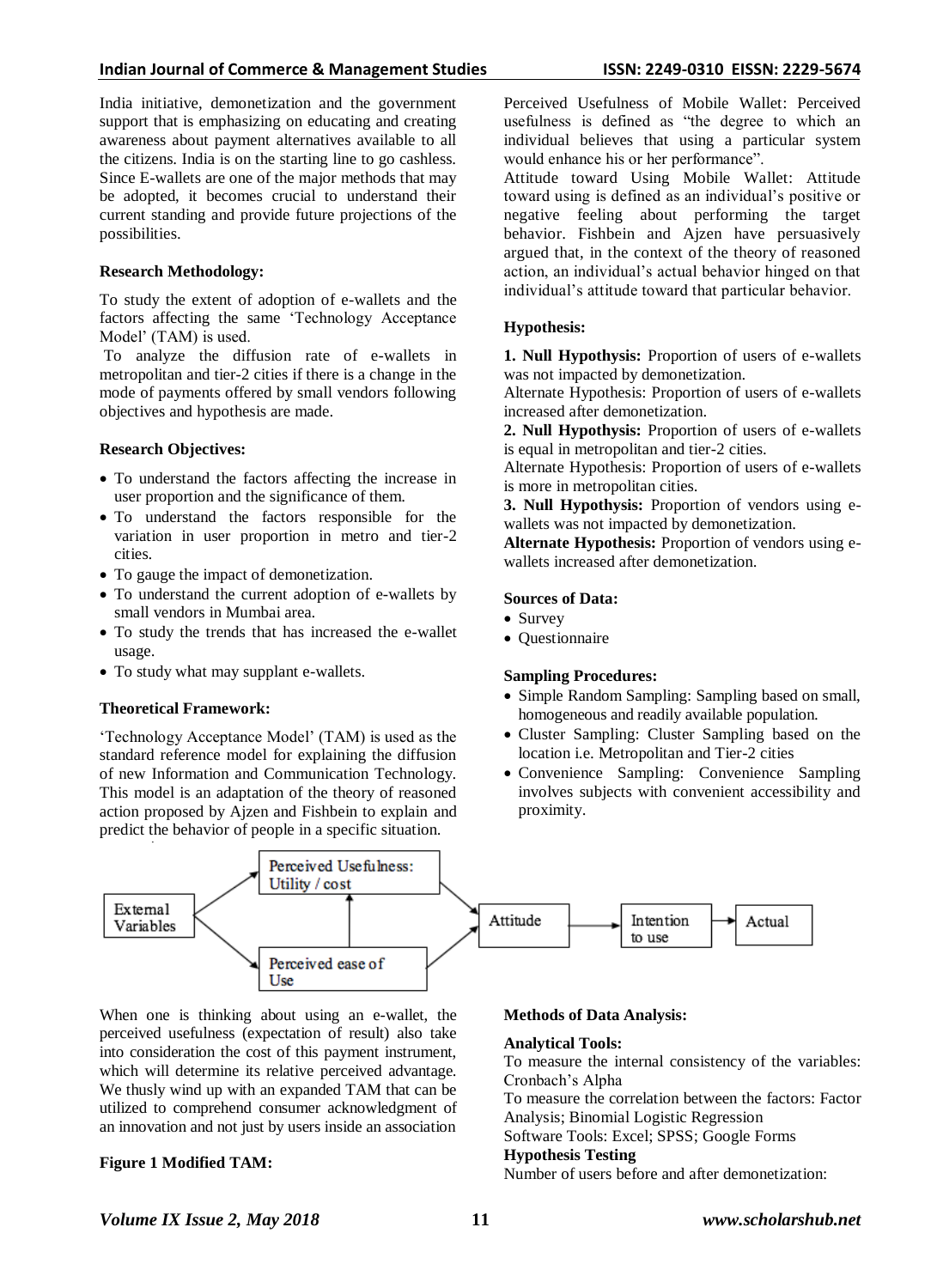India initiative, demonetization and the government support that is emphasizing on educating and creating awareness about payment alternatives available to all the citizens. India is on the starting line to go cashless. Since E-wallets are one of the major methods that may be adopted, it becomes crucial to understand their current standing and provide future projections of the possibilities.

**Research Methodology:**

To study the extent of adoption of e-wallets and the factors affecting the same 'Technology Acceptance Model' (TAM) is used.

To analyze the diffusion rate of e-wallets in metropolitan and tier-2 cities if there is a change in the mode of payments offered by small vendors following objectives and hypothesis are made.

**Research Objectives:**

- To understand the factors affecting the increase in user proportion and the significance of them.
- To understand the factors responsible for the variation in user proportion in metro and tier-2 cities.
- To gauge the impact of demonetization.
- To understand the current adoption of e-wallets by small vendors in Mumbai area.
- To study the trends that has increased the e-wallet usage.
- To study what may supplant e-wallets.

**Theoretical Framework:**

'Technology Acceptance Model' (TAM) is used as the standard reference model for explaining the diffusion of new Information and Communication Technology. This model is an adaptation of the theory of reasoned action proposed by Ajzen and Fishbein to explain and predict the behavior of people in a specific situation.

Perceived Usefulness of Mobile Wallet: Perceived usefulness is defined as "the degree to which an individual believes that using a particular system would enhance his or her performance".

Attitude toward Using Mobile Wallet: Attitude toward using is defined as an individual's positive or negative feeling about performing the target behavior. Fishbein and Ajzen have persuasively argued that, in the context of the theory of reasoned action, an individual's actual behavior hinged on that individual's attitude toward that particular behavior.

**Hypothesis:**

**1. Null Hypothysis:** Proportion of users of e-wallets was not impacted by demonetization.

Alternate Hypothesis: Proportion of users of e-wallets increased after demonetization.

**2. Null Hypothysis:** Proportion of users of e-wallets is equal in metropolitan and tier-2 cities.

Alternate Hypothesis: Proportion of users of e-wallets is more in metropolitan cities.

**3. Null Hypothysis:** Proportion of vendors using e-wallets was not impacted by demonetization.

**Alternate Hypothesis:** Proportion of vendors using e-wallets increased after demonetization.

**Sources of Data:**

- Survey
- Questionnaire

**Sampling Procedures:**

- Simple Random Sampling: Sampling based on small, homogeneous and readily available population.
- Cluster Sampling: Cluster Sampling based on the location i.e. Metropolitan and Tier-2 cities
- Convenience Sampling: Convenience Sampling involves subjects with convenient accessibility and proximity.

External Variables → Perceived Usefulness: Utility / cost; External Variables → Perceived ease of Use; Perceived ease of Use → Perceived Usefulness; Perceived Usefulness → Attitude; Perceived ease of Use → Attitude; Attitude → Intention to use → Actual

When one is thinking about using an e-wallet, the perceived usefulness (expectation of result) also take into consideration the cost of this payment instrument, which will determine its relative perceived advantage. We thusly wind up with an expanded TAM that can be utilized to comprehend consumer acknowledgment of an innovation and not just by users inside an association

**Figure 1 Modified TAM:**

**Methods of Data Analysis:**

**Analytical Tools:**

To measure the internal consistency of the variables: Cronbach's Alpha

To measure the correlation between the factors: Factor Analysis; Binomial Logistic Regression

Software Tools: Excel; SPSS; Google Forms

**Hypothesis Testing**

Number of users before and after demonetization: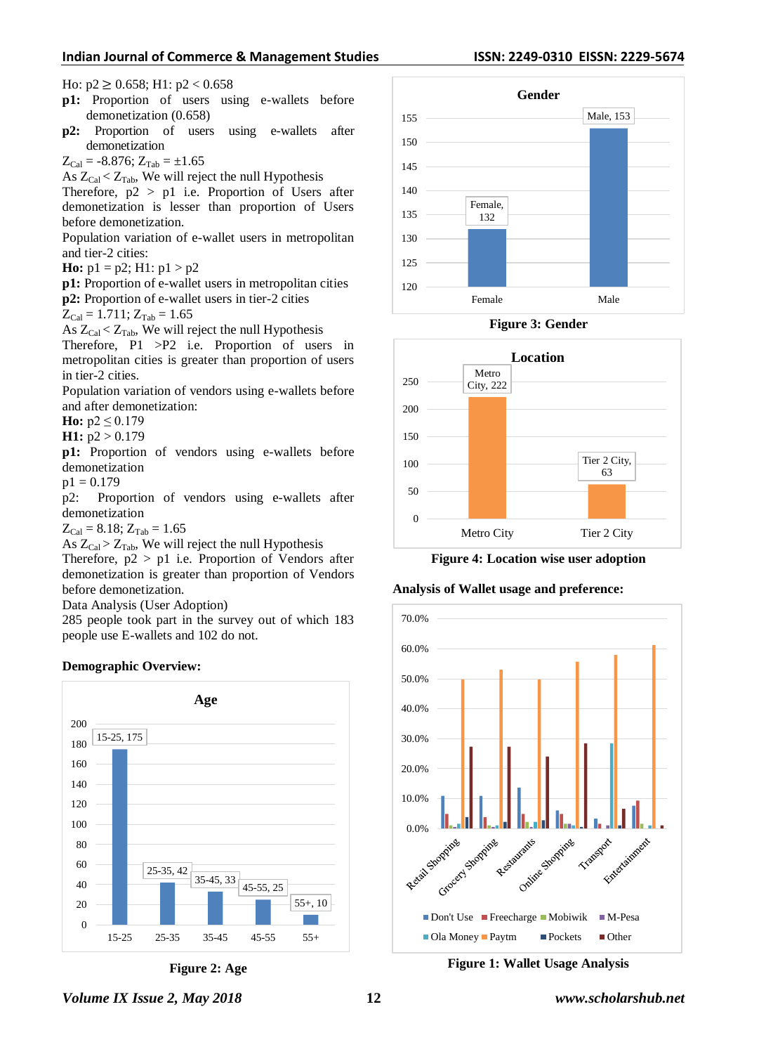Ho: $p2 \geq 0.658$; H1: $p2 < 0.658$

**p1:** Proportion of users using e-wallets before demonetization (0.658)

**p2:** Proportion of users using e-wallets after demonetization

$Z_{Cal} = -8.876$; $Z_{Tab} = \pm 1.65$

As $Z_{Cal} < Z_{Tab}$, We will reject the null Hypothesis

Therefore, p2 > p1 i.e. Proportion of Users after demonetization is lesser than proportion of Users before demonetization.

Population variation of e-wallet users in metropolitan and tier-2 cities:

**Ho:** $p1 = p2$; H1: $p1 > p2$

**p1:** Proportion of e-wallet users in metropolitan cities

**p2:** Proportion of e-wallet users in tier-2 cities

$Z_{Cal} = 1.711$; $Z_{Tab} = 1.65$

As $Z_{Cal} < Z_{Tab}$, We will reject the null Hypothesis

Therefore, P1 >P2 i.e. Proportion of users in metropolitan cities is greater than proportion of users in tier-2 cities.

Population variation of vendors using e-wallets before and after demonetization:

**Ho:** $p2 \leq 0.179$

**H1:** $p2 > 0.179$

**p1:** Proportion of vendors using e-wallets before demonetization

$p1 = 0.179$

p2: Proportion of vendors using e-wallets after demonetization

$Z_{Cal} = 8.18$; $Z_{Tab} = 1.65$

As $Z_{Cal} > Z_{Tab}$, We will reject the null Hypothesis

Therefore, p2 > p1 i.e. Proportion of Vendors after demonetization is greater than proportion of Vendors before demonetization.

Data Analysis (User Adoption)

285 people took part in the survey out of which 183 people use E-wallets and 102 do not.

**Demographic Overview:**

**Figure 2: Age**

**Figure 3: Gender**

**Figure 4: Location wise user adoption**

**Analysis of Wallet usage and preference:**

**Figure 1: Wallet Usage Analysis**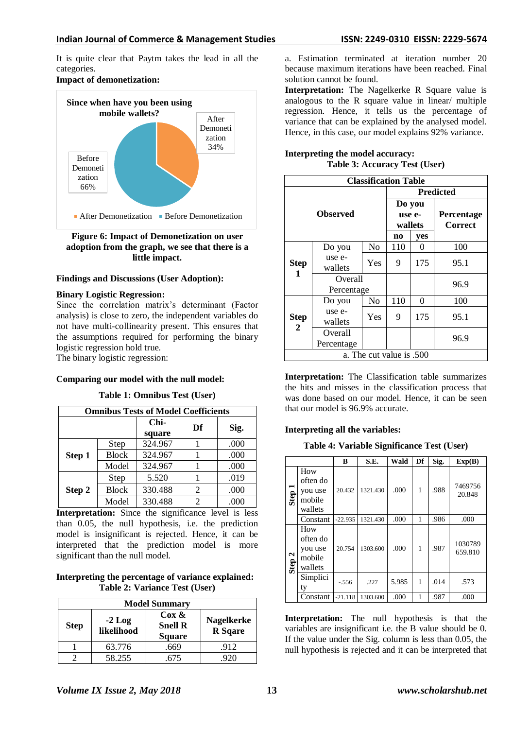It is quite clear that Paytm takes the lead in all the categories.

**Impact of demonetization:**

**Figure 6: Impact of Demonetization on user adoption from the graph, we see that there is a little impact.**

**Findings and Discussions (User Adoption):**

**Binary Logistic Regression:**

Since the correlation matrix's determinant (Factor analysis) is close to zero, the independent variables do not have multi-collinearity present. This ensures that the assumptions required for performing the binary logistic regression hold true.

The binary logistic regression:

**Comparing our model with the null model:**

**Table 1: Omnibus Test (User)**

| Omnibus Tests of Model Coefficients | | | | |
|---|---|---|---|---|
| | | Chi-square | Df | Sig. |
| Step 1 | Step | 324.967 | 1 | .000 |
| | Block | 324.967 | 1 | .000 |
| | Model | 324.967 | 1 | .000 |
| Step 2 | Step | 5.520 | 1 | .019 |
| | Block | 330.488 | 2 | .000 |
| | Model | 330.488 | 2 | .000 |

**Interpretation:** Since the significance level is less than 0.05, the null hypothesis, i.e. the prediction model is insignificant is rejected. Hence, it can be interpreted that the prediction model is more significant than the null model.

**Interpreting the percentage of variance explained:**

**Table 2: Variance Test (User)**

| Model Summary | | | |
|---|---|---|---|
| Step | -2 Log likelihood | Cox & Snell R Square | Nagelkerke R Sqare |
| 1 | 63.776 | .669 | .912 |
| 2 | 58.255 | .675 | .920 |

a. Estimation terminated at iteration number 20 because maximum iterations have been reached. Final solution cannot be found.

**Interpretation:** The Nagelkerke R Square value is analogous to the R square value in linear/ multiple regression. Hence, it tells us the percentage of variance that can be explained by the analysed model. Hence, in this case, our model explains 92% variance.

**Interpreting the model accuracy:**

**Table 3: Accuracy Test (User)**

| Classification Table | | | | | |
|---|---|---|---|---|---|
| Observed | | | Predicted | | |
| | | | Do you use e-wallets | | Percentage Correct |
| | | | no | yes | |
| Step 1 | Do you use e-wallets | No | 110 | 0 | 100 |
| | | Yes | 9 | 175 | 95.1 |
| | Overall Percentage | | | | 96.9 |
| Step 2 | Do you use e-wallets | No | 110 | 0 | 100 |
| | | Yes | 9 | 175 | 95.1 |
| | Overall Percentage | | | | 96.9 |

a. The cut value is .500

**Interpretation:** The Classification table summarizes the hits and misses in the classification process that was done based on our model. Hence, it can be seen that our model is 96.9% accurate.

**Interpreting all the variables:**

**Table 4: Variable Significance Test (User)**

| | | B | S.E. | Wald | Df | Sig. | Exp(B) |
|---|---|---|---|---|---|---|---|
| Step 1 | How often do you use mobile wallets | 20.432 | 1321.430 | .000 | 1 | .988 | 7469756 20.848 |
| | Constant | -22.935 | 1321.430 | .000 | 1 | .986 | .000 |
| Step 2 | How often do you use mobile wallets | 20.754 | 1303.600 | .000 | 1 | .987 | 1030789 659.810 |
| | Simplicity | -.556 | .227 | 5.985 | 1 | .014 | .573 |
| | Constant | -21.118 | 1303.600 | .000 | 1 | .987 | .000 |

**Interpretation:** The null hypothesis is that the variables are insignificant i.e. the B value should be 0. If the value under the Sig. column is less than 0.05, the null hypothesis is rejected and it can be interpreted that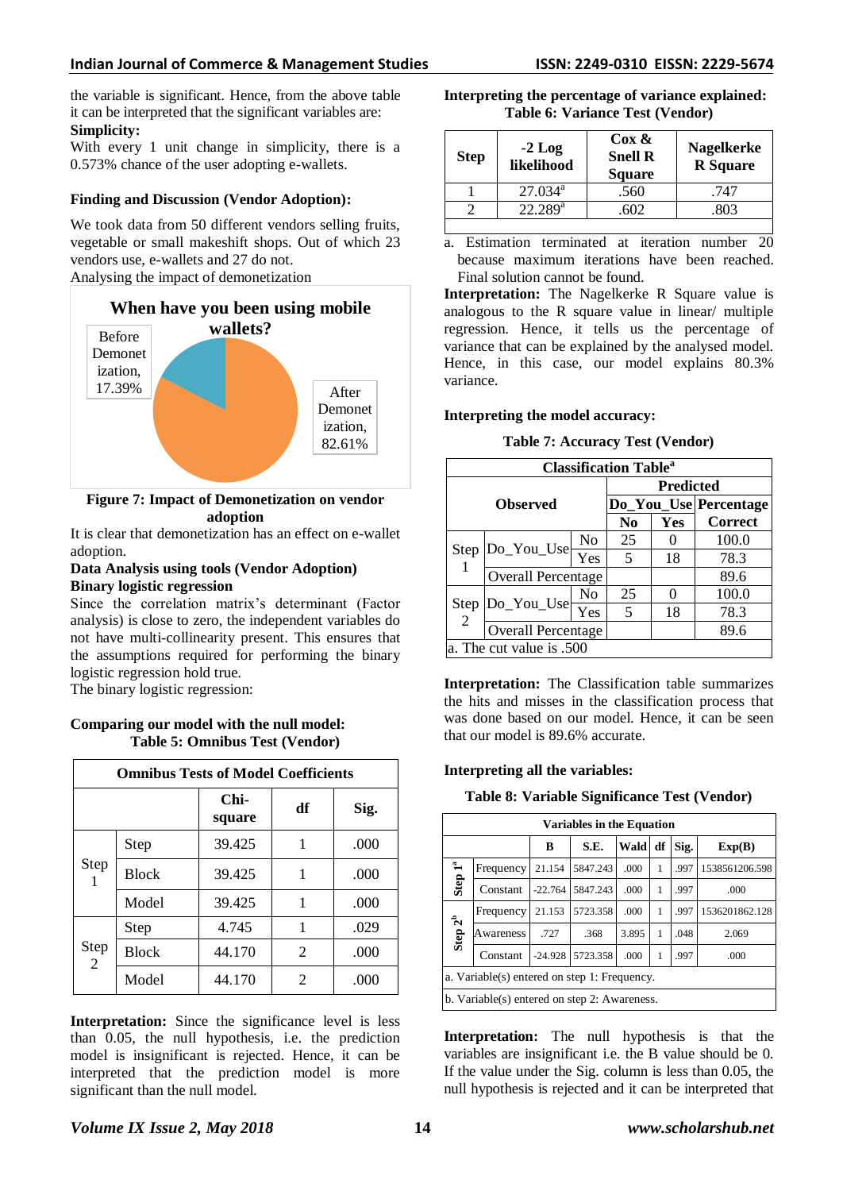the variable is significant. Hence, from the above table it can be interpreted that the significant variables are:

**Simplicity:**

With every 1 unit change in simplicity, there is a 0.573% chance of the user adopting e-wallets.

**Finding and Discussion (Vendor Adoption):**

We took data from 50 different vendors selling fruits, vegetable or small makeshift shops. Out of which 23 vendors use, e-wallets and 27 do not.

Analysing the impact of demonetization

When have you been using mobile wallets?

Before Demonetization, 17.39%

After Demonetization, 82.61%

**Figure 7: Impact of Demonetization on vendor adoption**

It is clear that demonetization has an effect on e-wallet adoption.

**Data Analysis using tools (Vendor Adoption)**

**Binary logistic regression**

Since the correlation matrix's determinant (Factor analysis) is close to zero, the independent variables do not have multi-collinearity present. This ensures that the assumptions required for performing the binary logistic regression hold true.

The binary logistic regression:

**Comparing our model with the null model:**

**Table 5: Omnibus Test (Vendor)**

| Omnibus Tests of Model Coefficients | | | | |
|---|---|---|---|---|
| | | Chi-square | df | Sig. |
| Step 1 | Step | 39.425 | 1 | .000 |
| | Block | 39.425 | 1 | .000 |
| | Model | 39.425 | 1 | .000 |
| Step 2 | Step | 4.745 | 1 | .029 |
| | Block | 44.170 | 2 | .000 |
| | Model | 44.170 | 2 | .000 |

**Interpretation:** Since the significance level is less than 0.05, the null hypothesis, i.e. the prediction model is insignificant is rejected. Hence, it can be interpreted that the prediction model is more significant than the null model.

**Interpreting the percentage of variance explained:**

**Table 6: Variance Test (Vendor)**

| Step | -2 Log likelihood | Cox & Snell R Square | Nagelkerke R Square |
|---|---|---|---|
| 1 | 27.034[a] | .560 | .747 |
| 2 | 22.289[a] | .602 | .803 |

a. Estimation terminated at iteration number 20 because maximum iterations have been reached. Final solution cannot be found.

**Interpretation:** The Nagelkerke R Square value is analogous to the R square value in linear/ multiple regression. Hence, it tells us the percentage of variance that can be explained by the analysed model. Hence, in this case, our model explains 80.3% variance.

**Interpreting the model accuracy:**

**Table 7: Accuracy Test (Vendor)**

| Classification Table[a] | | | | | |
|---|---|---|---|---|---|
| Observed | | | Predicted | | |
| | | | Do_You_Use | | Percentage Correct |
| | | | No | Yes | |
| Step 1 | Do_You_Use | No | 25 | 0 | 100.0 |
| | | Yes | 5 | 18 | 78.3 |
| | Overall Percentage | | | | 89.6 |
| Step 2 | Do_You_Use | No | 25 | 0 | 100.0 |
| | | Yes | 5 | 18 | 78.3 |
| | Overall Percentage | | | | 89.6 |

a. The cut value is .500

**Interpretation:** The Classification table summarizes the hits and misses in the classification process that was done based on our model. Hence, it can be seen that our model is 89.6% accurate.

**Interpreting all the variables:**

**Table 8: Variable Significance Test (Vendor)**

| Variables in the Equation | | | | | | | |
|---|---|---|---|---|---|---|---|
| | | B | S.E. | Wald | df | Sig. | Exp(B) |
| Step 1[a] | Frequency | 21.154 | 5847.243 | .000 | 1 | .997 | 1538561206.598 |
| | Constant | -22.764 | 5847.243 | .000 | 1 | .997 | .000 |
| Step 2[b] | Frequency | 21.153 | 5723.358 | .000 | 1 | .997 | 1536201862.128 |
| | Awareness | .727 | .368 | 3.895 | 1 | .048 | 2.069 |
| | Constant | -24.928 | 5723.358 | .000 | 1 | .997 | .000 |

a. Variable(s) entered on step 1: Frequency.

b. Variable(s) entered on step 2: Awareness.

**Interpretation:** The null hypothesis is that the variables are insignificant i.e. the B value should be 0. If the value under the Sig. column is less than 0.05, the null hypothesis is rejected and it can be interpreted that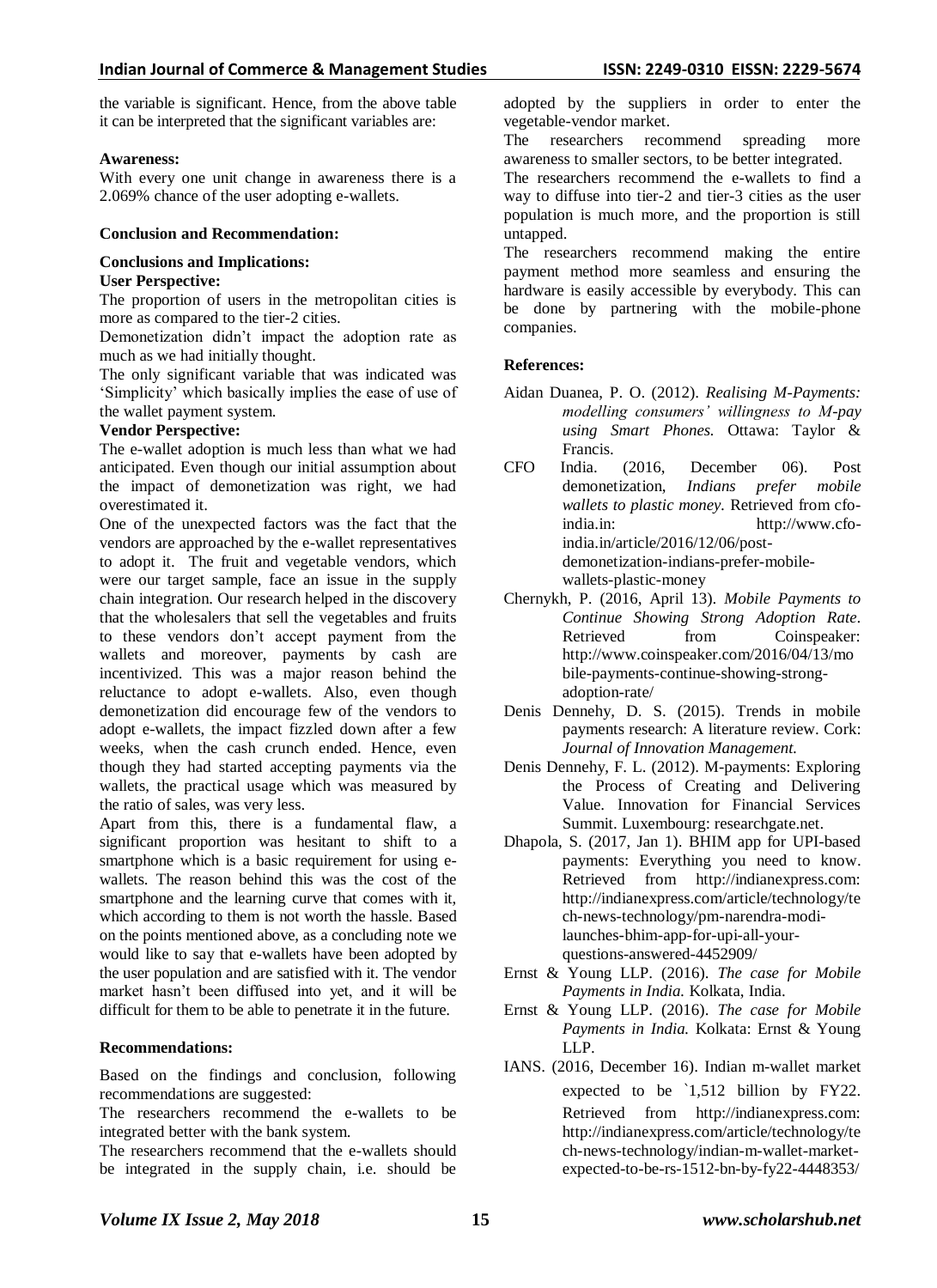the variable is significant. Hence, from the above table it can be interpreted that the significant variables are:

**Awareness:**

With every one unit change in awareness there is a 2.069% chance of the user adopting e-wallets.

## Conclusion and Recommendation:

### Conclusions and Implications:

**User Perspective:**

The proportion of users in the metropolitan cities is more as compared to the tier-2 cities.

Demonetization didn't impact the adoption rate as much as we had initially thought.

The only significant variable that was indicated was 'Simplicity' which basically implies the ease of use of the wallet payment system.

**Vendor Perspective:**

The e-wallet adoption is much less than what we had anticipated. Even though our initial assumption about the impact of demonetization was right, we had overestimated it.

One of the unexpected factors was the fact that the vendors are approached by the e-wallet representatives to adopt it. The fruit and vegetable vendors, which were our target sample, face an issue in the supply chain integration. Our research helped in the discovery that the wholesalers that sell the vegetables and fruits to these vendors don't accept payment from the wallets and moreover, payments by cash are incentivized. This was a major reason behind the reluctance to adopt e-wallets. Also, even though demonetization did encourage few of the vendors to adopt e-wallets, the impact fizzled down after a few weeks, when the cash crunch ended. Hence, even though they had started accepting payments via the wallets, the practical usage which was measured by the ratio of sales, was very less.

Apart from this, there is a fundamental flaw, a significant proportion was hesitant to shift to a smartphone which is a basic requirement for using e-wallets. The reason behind this was the cost of the smartphone and the learning curve that comes with it, which according to them is not worth the hassle. Based on the points mentioned above, as a concluding note we would like to say that e-wallets have been adopted by the user population and are satisfied with it. The vendor market hasn't been diffused into yet, and it will be difficult for them to be able to penetrate it in the future.

### Recommendations:

Based on the findings and conclusion, following recommendations are suggested:

The researchers recommend the e-wallets to be integrated better with the bank system.

The researchers recommend that the e-wallets should be integrated in the supply chain, i.e. should be adopted by the suppliers in order to enter the vegetable-vendor market.

The researchers recommend spreading more awareness to smaller sectors, to be better integrated.

The researchers recommend the e-wallets to find a way to diffuse into tier-2 and tier-3 cities as the user population is much more, and the proportion is still untapped.

The researchers recommend making the entire payment method more seamless and ensuring the hardware is easily accessible by everybody. This can be done by partnering with the mobile-phone companies.

## References:

- Aidan Duanea, P. O. (2012). *Realising M-Payments: modelling consumers' willingness to M-pay using Smart Phones.* Ottawa: Taylor & Francis.
- CFO India. (2016, December 06). Post demonetization, *Indians prefer mobile wallets to plastic money.* Retrieved from cfo-india.in: http://www.cfo-india.in/article/2016/12/06/post-demonetization-indians-prefer-mobile-wallets-plastic-money
- Chernykh, P. (2016, April 13). *Mobile Payments to Continue Showing Strong Adoption Rate.* Retrieved from Coinspeaker: http://www.coinspeaker.com/2016/04/13/mobile-payments-continue-showing-strong-adoption-rate/
- Denis Dennehy, D. S. (2015). Trends in mobile payments research: A literature review. Cork: *Journal of Innovation Management.*
- Denis Dennehy, F. L. (2012). M-payments: Exploring the Process of Creating and Delivering Value. Innovation for Financial Services Summit. Luxembourg: researchgate.net.
- Dhapola, S. (2017, Jan 1). BHIM app for UPI-based payments: Everything you need to know. Retrieved from http://indianexpress.com: http://indianexpress.com/article/technology/tech-news-technology/pm-narendra-modi-launches-bhim-app-for-upi-all-your-questions-answered-4452909/
- Ernst & Young LLP. (2016). *The case for Mobile Payments in India.* Kolkata, India.
- Ernst & Young LLP. (2016). *The case for Mobile Payments in India.* Kolkata: Ernst & Young LLP.
- IANS. (2016, December 16). Indian m-wallet market expected to be `1,512 billion by FY22. Retrieved from http://indianexpress.com: http://indianexpress.com/article/technology/tech-news-technology/indian-m-wallet-market-expected-to-be-rs-1512-bn-by-fy22-4448353/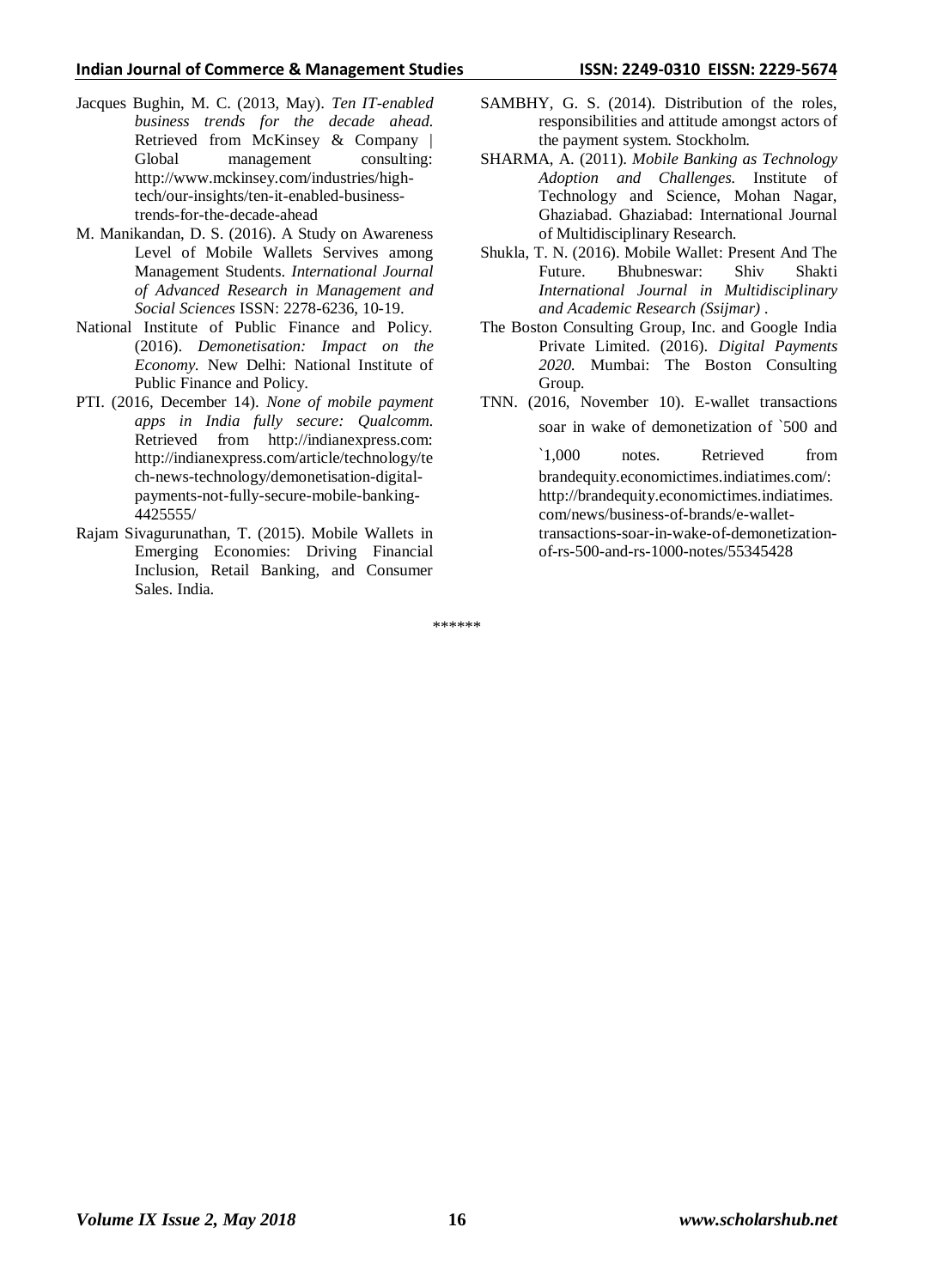Jacques Bughin, M. C. (2013, May). *Ten IT-enabled business trends for the decade ahead.* Retrieved from McKinsey & Company | Global management consulting: http://www.mckinsey.com/industries/high-tech/our-insights/ten-it-enabled-business-trends-for-the-decade-ahead

M. Manikandan, D. S. (2016). A Study on Awareness Level of Mobile Wallets Servives among Management Students. *International Journal of Advanced Research in Management and Social Sciences* ISSN: 2278-6236, 10-19.

National Institute of Public Finance and Policy. (2016). *Demonetisation: Impact on the Economy.* New Delhi: National Institute of Public Finance and Policy.

PTI. (2016, December 14). *None of mobile payment apps in India fully secure: Qualcomm.* Retrieved from http://indianexpress.com: http://indianexpress.com/article/technology/tech-news-technology/demonetisation-digital-payments-not-fully-secure-mobile-banking-4425555/

Rajam Sivagurunathan, T. (2015). Mobile Wallets in Emerging Economies: Driving Financial Inclusion, Retail Banking, and Consumer Sales. India.

SAMBHY, G. S. (2014). Distribution of the roles, responsibilities and attitude amongst actors of the payment system. Stockholm.

SHARMA, A. (2011). *Mobile Banking as Technology Adoption and Challenges.* Institute of Technology and Science, Mohan Nagar, Ghaziabad. Ghaziabad: International Journal of Multidisciplinary Research.

Shukla, T. N. (2016). Mobile Wallet: Present And The Future. Bhubneswar: Shiv Shakti *International Journal in Multidisciplinary and Academic Research (Ssijmar)* .

The Boston Consulting Group, Inc. and Google India Private Limited. (2016). *Digital Payments 2020.* Mumbai: The Boston Consulting Group.

TNN. (2016, November 10). E-wallet transactions soar in wake of demonetization of `500 and `1,000 notes. Retrieved from brandequity.economictimes.indiatimes.com/: http://brandequity.economictimes.indiatimes.com/news/business-of-brands/e-wallet-transactions-soar-in-wake-of-demonetization-of-rs-500-and-rs-1000-notes/55345428

******